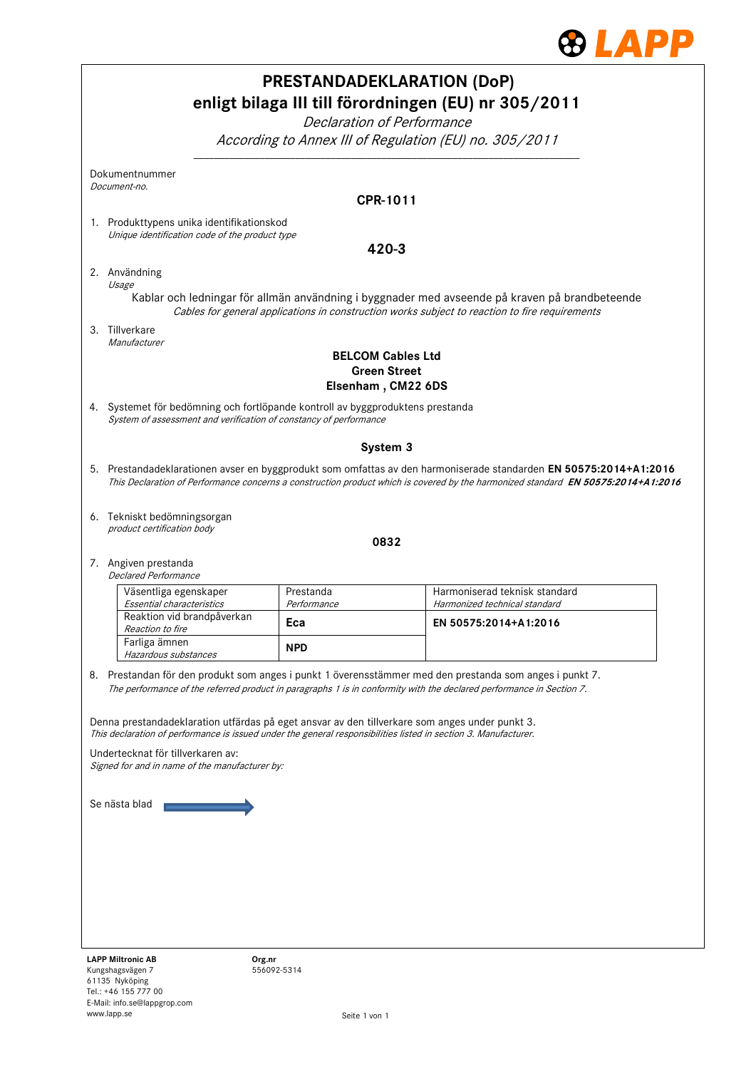# PRESTANDADEKLARATION (DoP)
## enligt bilaga III till förordningen (EU) nr 305/2011

*Declaration of Performance*

*According to Annex III of Regulation (EU) no. 305/2011*

Dokumentnummer
*Document-no.*

**CPR-1011**

1. Produkttypens unika identifikationskod
   *Unique identification code of the product type*

   **420-3**

2. Användning
   *Usage*

   Kablar och ledningar för allmän användning i byggnader med avseende på kraven på brandbeteende
   *Cables for general applications in construction works subject to reaction to fire requirements*

3. Tillverkare
   *Manufacturer*

   **BELCOM Cables Ltd**
   **Green Street**
   **Elsenham , CM22 6DS**

4. Systemet för bedömning och fortlöpande kontroll av byggproduktens prestanda
   *System of assessment and verification of constancy of performance*

   **System 3**

5. Prestandadeklarationen avser en byggprodukt som omfattas av den harmoniserade standarden **EN 50575:2014+A1:2016**
   *This Declaration of Performance concerns a construction product which is covered by the harmonized standard* ***EN 50575:2014+A1:2016***

6. Tekniskt bedömningsorgan
   *product certification body*

   **0832**

7. Angiven prestanda
   *Declared Performance*

| Väsentliga egenskaper *Essential characteristics* | Prestanda *Performance* | Harmoniserad teknisk standard *Harmonized technical standard* |
|---|---|---|
| Reaktion vid brandpåverkan *Reaction to fire* | **Eca** | **EN 50575:2014+A1:2016** |
| Farliga ämnen *Hazardous substances* | **NPD** | |

8. Prestandan för den produkt som anges i punkt 1 överensstämmer med den prestanda som anges i punkt 7.
   *The performance of the referred product in paragraphs 1 is in conformity with the declared performance in Section 7.*

Denna prestandadeklaration utfärdas på eget ansvar av den tillverkare som anges under punkt 3.
*This declaration of performance is issued under the general responsibilities listed in section 3. Manufacturer.*

Undertecknat för tillverkaren av:
*Signed for and in name of the manufacturer by:*

Se nästa blad →

**LAPP Miltronic AB**
Kungshagsvägen 7
61135 Nyköping
Tel.: +46 155 777 00
E-Mail: info.se@lappgrop.com
www.lapp.se

**Org.nr**
556092-5314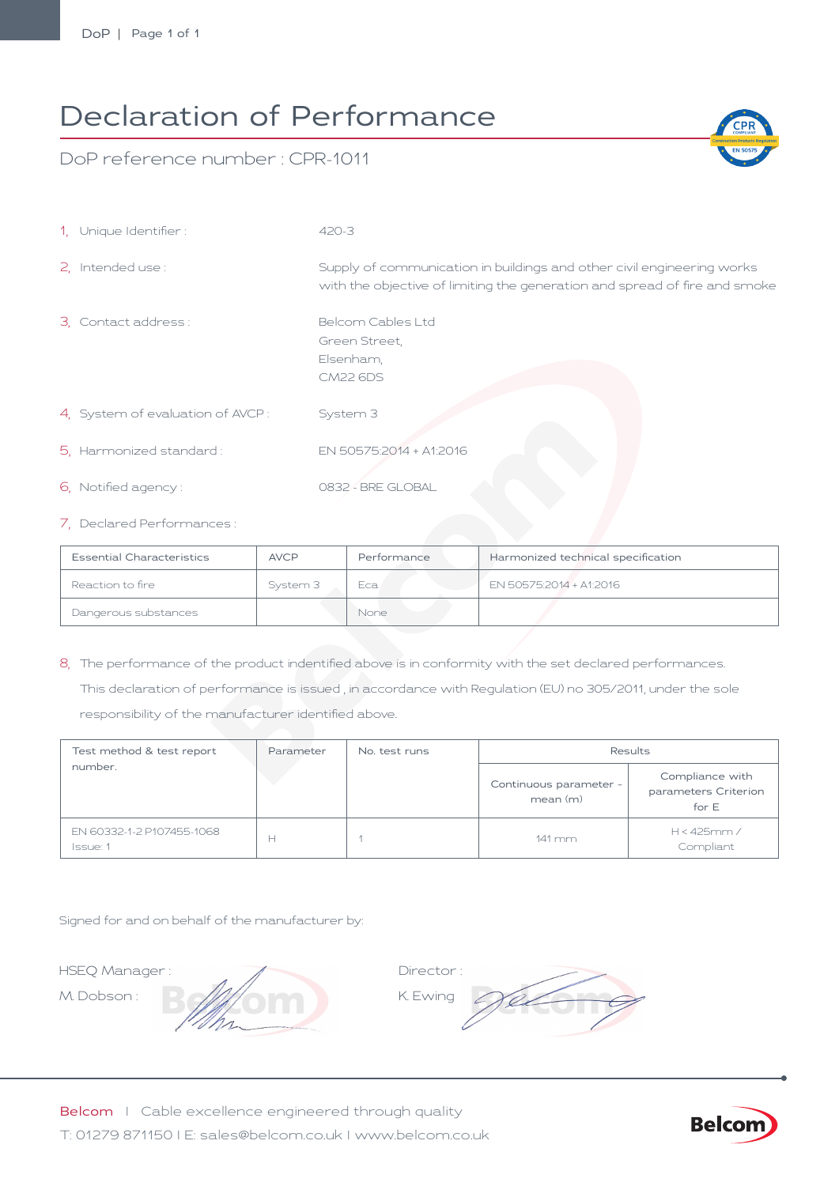# Declaration of Performance

## DoP reference number : CPR-1011

1. Unique Identifier : 420-3

2. Intended use : Supply of communication in buildings and other civil engineering works with the objective of limiting the generation and spread of fire and smoke

3. Contact address : Belcom Cables Ltd
   Green Street,
   Elsenham,
   CM22 6DS

4. System of evaluation of AVCP : System 3

5. Harmonized standard : EN 50575:2014 + A1:2016

6. Notified agency : 0832 - BRE GLOBAL

7. Declared Performances :

| Essential Characteristics | AVCP | Performance | Harmonized technical specification |
|---|---|---|---|
| Reaction to fire | System 3 | Eca | EN 50575:2014 + A1:2016 |
| Dangerous substances | | None | |

8. The performance of the product indentified above is in conformity with the set declared performances.
   This declaration of performance is issued , in accordance with Regulation (EU) no 305/2011, under the sole responsibility of the manufacturer identified above.

| Test method & test report number. | Parameter | No. test runs | Results | |
|---|---|---|---|---|
| | | | Continuous parameter - mean (m) | Compliance with parameters Criterion for E |
| EN 60332-1-2 P107455-1068 Issue: 1 | H | 1 | 141 mm | H < 425mm / Compliant |

Signed for and on behalf of the manufacturer by:

HSEQ Manager :
M. Dobson :

Director :
K. Ewing

Belcom | Cable excellence engineered through quality
T: 01279 871150 I E: sales@belcom.co.uk I www.belcom.co.uk